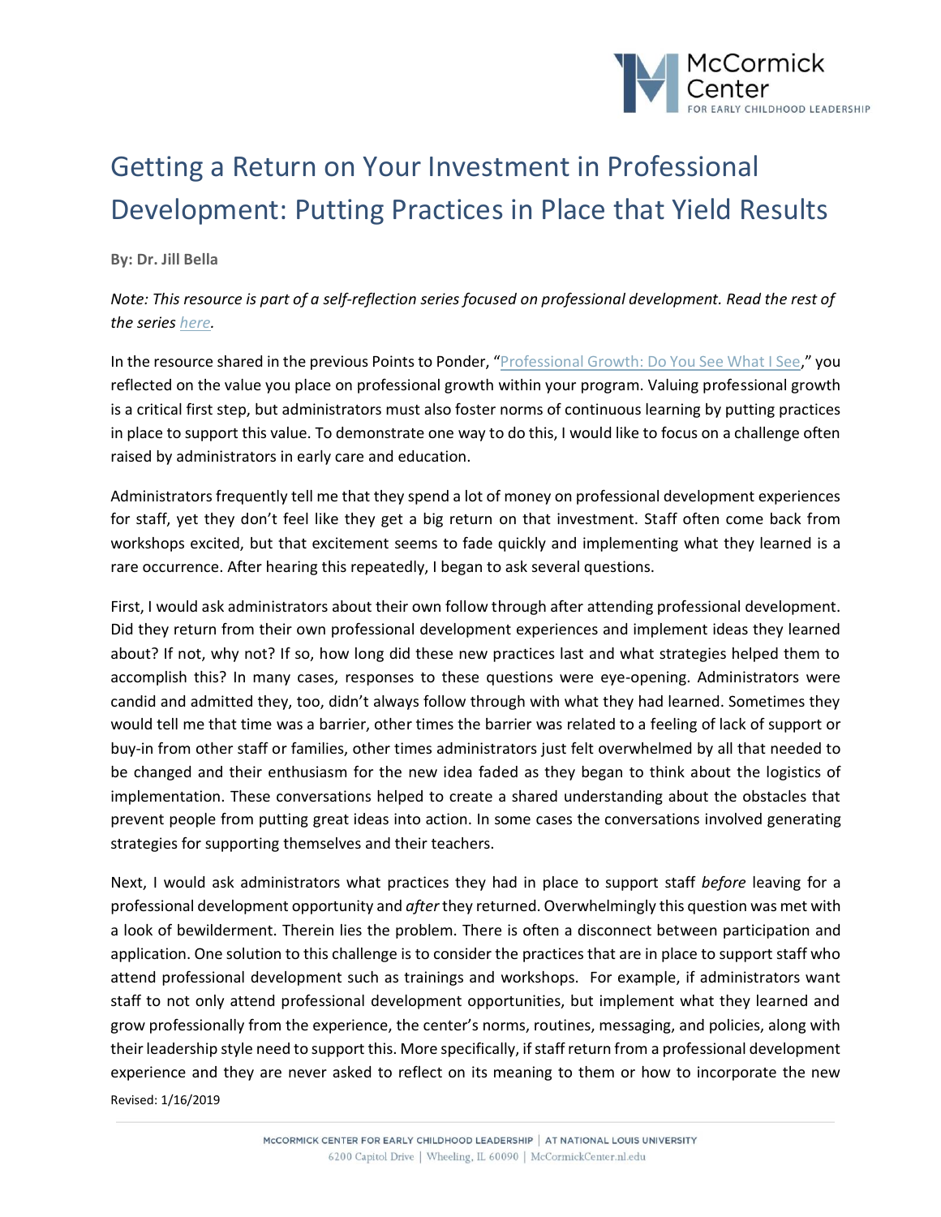# Getting a Return on Your Investment in Professional Development: Putting Practices in Place that Yield Results

**By: Dr. Jill Bella**

*Note: This resource is part of a self-reflection series focused on professional development. Read the rest of the series here.*

In the resource shared in the previous Points to Ponder, "Professional Growth: Do You See What I See," you reflected on the value you place on professional growth within your program. Valuing professional growth is a critical first step, but administrators must also foster norms of continuous learning by putting practices in place to support this value. To demonstrate one way to do this, I would like to focus on a challenge often raised by administrators in early care and education.

Administrators frequently tell me that they spend a lot of money on professional development experiences for staff, yet they don't feel like they get a big return on that investment. Staff often come back from workshops excited, but that excitement seems to fade quickly and implementing what they learned is a rare occurrence. After hearing this repeatedly, I began to ask several questions.

First, I would ask administrators about their own follow through after attending professional development. Did they return from their own professional development experiences and implement ideas they learned about? If not, why not? If so, how long did these new practices last and what strategies helped them to accomplish this? In many cases, responses to these questions were eye-opening. Administrators were candid and admitted they, too, didn't always follow through with what they had learned. Sometimes they would tell me that time was a barrier, other times the barrier was related to a feeling of lack of support or buy-in from other staff or families, other times administrators just felt overwhelmed by all that needed to be changed and their enthusiasm for the new idea faded as they began to think about the logistics of implementation. These conversations helped to create a shared understanding about the obstacles that prevent people from putting great ideas into action. In some cases the conversations involved generating strategies for supporting themselves and their teachers.

Next, I would ask administrators what practices they had in place to support staff *before* leaving for a professional development opportunity and *after* they returned. Overwhelmingly this question was met with a look of bewilderment. Therein lies the problem. There is often a disconnect between participation and application. One solution to this challenge is to consider the practices that are in place to support staff who attend professional development such as trainings and workshops. For example, if administrators want staff to not only attend professional development opportunities, but implement what they learned and grow professionally from the experience, the center's norms, routines, messaging, and policies, along with their leadership style need to support this. More specifically, if staff return from a professional development experience and they are never asked to reflect on its meaning to them or how to incorporate the new

Revised: 1/16/2019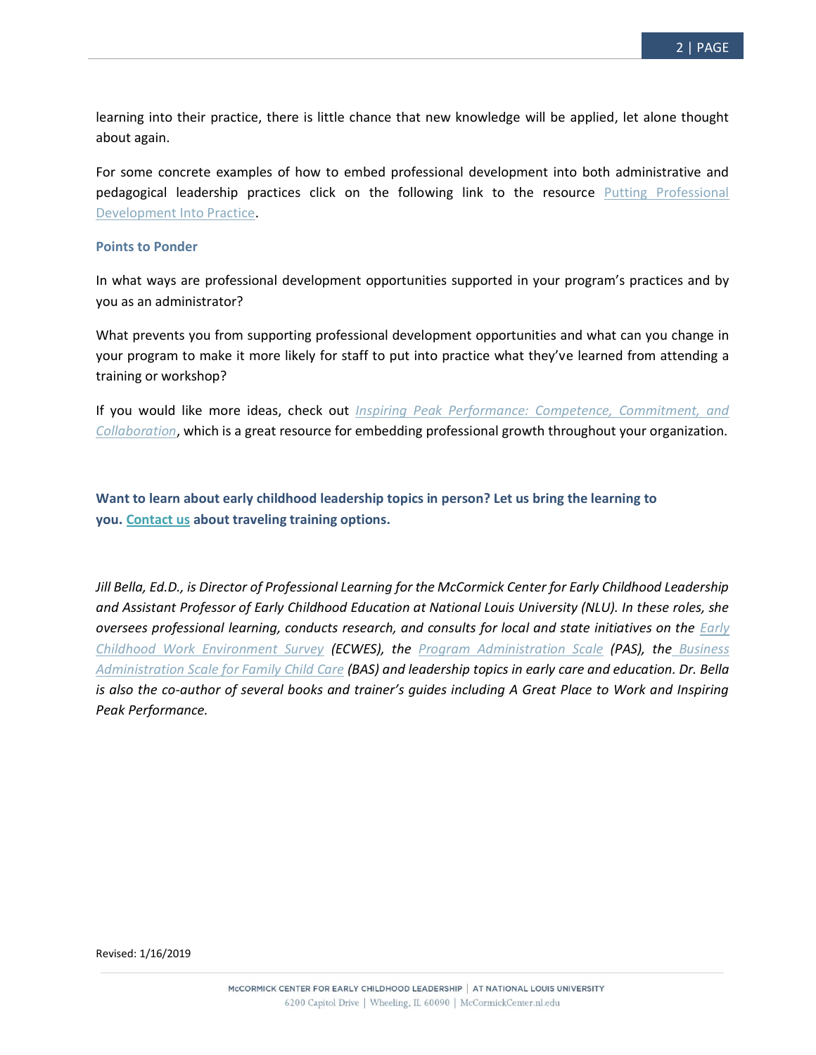learning into their practice, there is little chance that new knowledge will be applied, let alone thought about again.

For some concrete examples of how to embed professional development into both administrative and pedagogical leadership practices click on the following link to the resource Putting Professional Development Into Practice.

### Points to Ponder

In what ways are professional development opportunities supported in your program's practices and by you as an administrator?

What prevents you from supporting professional development opportunities and what can you change in your program to make it more likely for staff to put into practice what they've learned from attending a training or workshop?

If you would like more ideas, check out *Inspiring Peak Performance: Competence, Commitment, and Collaboration*, which is a great resource for embedding professional growth throughout your organization.

**Want to learn about early childhood leadership topics in person? Let us bring the learning to you. Contact us about traveling training options.**

*Jill Bella, Ed.D., is Director of Professional Learning for the McCormick Center for Early Childhood Leadership and Assistant Professor of Early Childhood Education at National Louis University (NLU). In these roles, she oversees professional learning, conducts research, and consults for local and state initiatives on the Early Childhood Work Environment Survey (ECWES), the Program Administration Scale (PAS), the Business Administration Scale for Family Child Care (BAS) and leadership topics in early care and education. Dr. Bella is also the co-author of several books and trainer's guides including A Great Place to Work and Inspiring Peak Performance.*

Revised: 1/16/2019